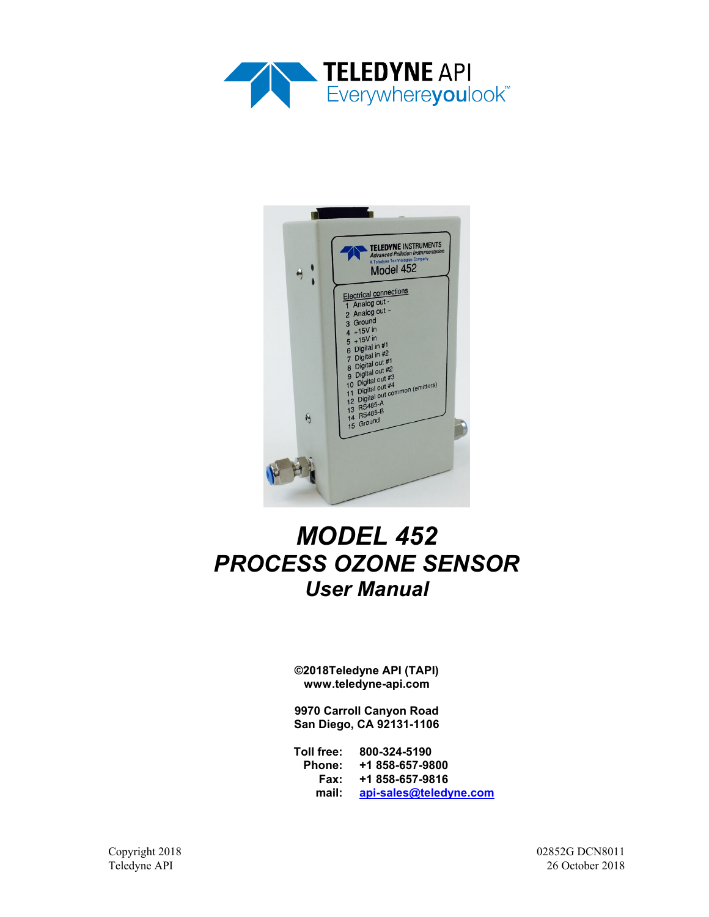# MODEL 452
# PROCESS OZONE SENSOR
## User Manual

**©2018Teledyne API (TAPI)**
**www.teledyne-api.com**

**9970 Carroll Canyon Road**
**San Diego, CA 92131-1106**

**Toll free:** 800-324-5190
**Phone:** +1 858-657-9800
**Fax:** +1 858-657-9816
**mail:** api-sales@teledyne.com

Copyright 2018
Teledyne API

02852G DCN8011
26 October 2018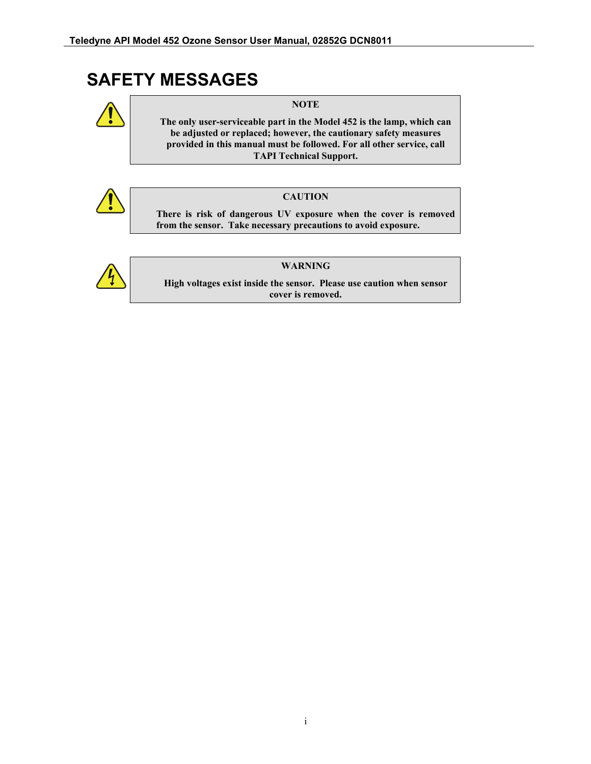# SAFETY MESSAGES

**NOTE**

**The only user-serviceable part in the Model 452 is the lamp, which can be adjusted or replaced; however, the cautionary safety measures provided in this manual must be followed. For all other service, call TAPI Technical Support.**

**CAUTION**

**There is risk of dangerous UV exposure when the cover is removed from the sensor. Take necessary precautions to avoid exposure.**

**WARNING**

**High voltages exist inside the sensor. Please use caution when sensor cover is removed.**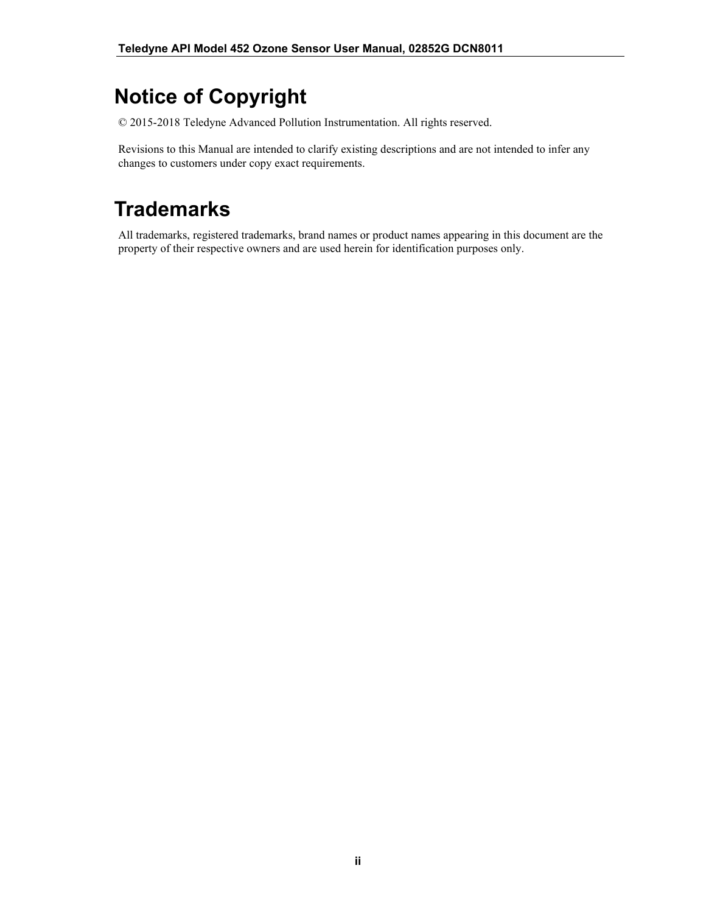# Notice of Copyright

© 2015-2018 Teledyne Advanced Pollution Instrumentation. All rights reserved.

Revisions to this Manual are intended to clarify existing descriptions and are not intended to infer any changes to customers under copy exact requirements.

# Trademarks

All trademarks, registered trademarks, brand names or product names appearing in this document are the property of their respective owners and are used herein for identification purposes only.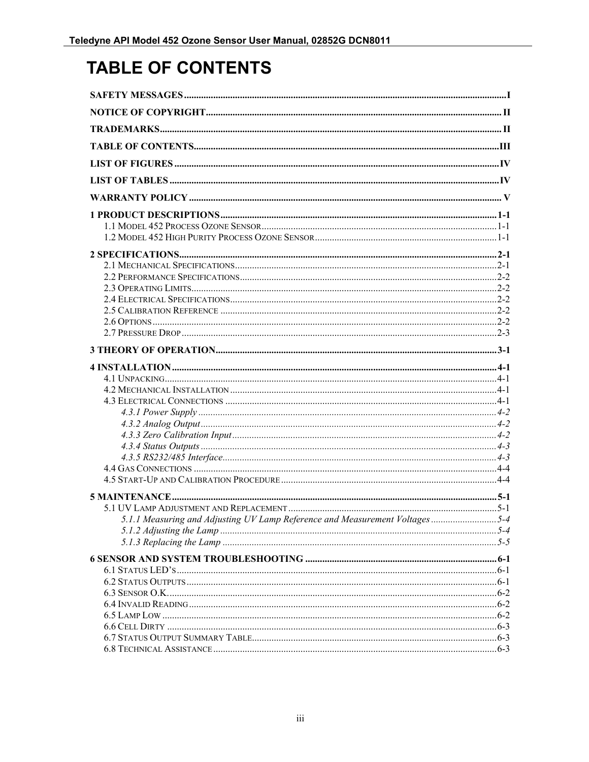# TABLE OF CONTENTS

**SAFETY MESSAGES** .......... I

**NOTICE OF COPYRIGHT** .......... II

**TRADEMARKS** .......... II

**TABLE OF CONTENTS** .......... III

**LIST OF FIGURES** .......... IV

**LIST OF TABLES** .......... IV

**WARRANTY POLICY** .......... V

**1 PRODUCT DESCRIPTIONS** .......... 1-1
- 1.1 Model 452 Process Ozone Sensor .......... 1-1
- 1.2 Model 452 High Purity Process Ozone Sensor .......... 1-1

**2 SPECIFICATIONS** .......... 2-1
- 2.1 Mechanical Specifications .......... 2-1
- 2.2 Performance Specifications .......... 2-2
- 2.3 Operating Limits .......... 2-2
- 2.4 Electrical Specifications .......... 2-2
- 2.5 Calibration Reference .......... 2-2
- 2.6 Options .......... 2-2
- 2.7 Pressure Drop .......... 2-3

**3 THEORY OF OPERATION** .......... 3-1

**4 INSTALLATION** .......... 4-1
- 4.1 Unpacking .......... 4-1
- 4.2 Mechanical Installation .......... 4-1
- 4.3 Electrical Connections .......... 4-1
  - *4.3.1 Power Supply* .......... 4-2
  - *4.3.2 Analog Output* .......... 4-2
  - *4.3.3 Zero Calibration Input* .......... 4-2
  - *4.3.4 Status Outputs* .......... 4-3
  - *4.3.5 RS232/485 Interface* .......... 4-3
- 4.4 Gas Connections .......... 4-4
- 4.5 Start-Up and Calibration Procedure .......... 4-4

**5 MAINTENANCE** .......... 5-1
- 5.1 UV Lamp Adjustment and Replacement .......... 5-1
  - *5.1.1 Measuring and Adjusting UV Lamp Reference and Measurement Voltages* .......... 5-4
  - *5.1.2 Adjusting the Lamp* .......... 5-4
  - *5.1.3 Replacing the Lamp* .......... 5-5

**6 SENSOR AND SYSTEM TROUBLESHOOTING** .......... 6-1
- 6.1 Status LED's .......... 6-1
- 6.2 Status Outputs .......... 6-1
- 6.3 Sensor O.K. .......... 6-2
- 6.4 Invalid Reading .......... 6-2
- 6.5 Lamp Low .......... 6-2
- 6.6 Cell Dirty .......... 6-3
- 6.7 Status Output Summary Table .......... 6-3
- 6.8 Technical Assistance .......... 6-3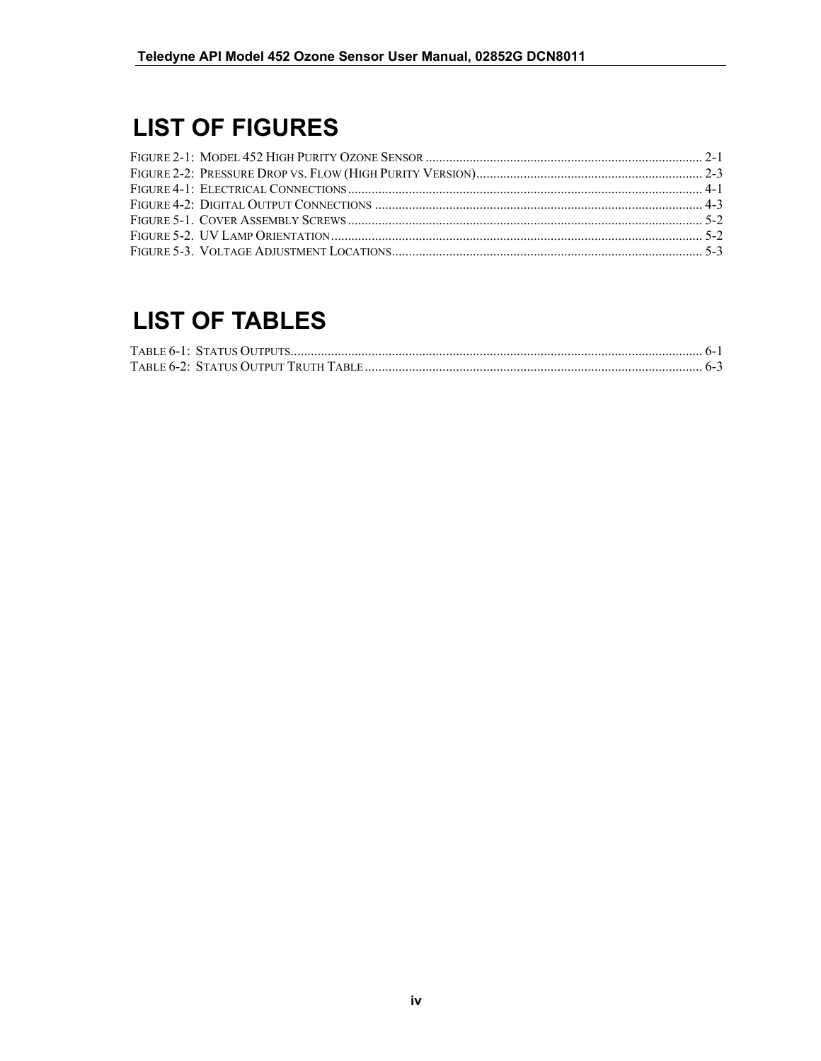# LIST OF FIGURES

FIGURE 2-1: MODEL 452 HIGH PURITY OZONE SENSOR ........ 2-1
FIGURE 2-2: PRESSURE DROP VS. FLOW (HIGH PURITY VERSION)........ 2-3
FIGURE 4-1: ELECTRICAL CONNECTIONS........ 4-1
FIGURE 4-2: DIGITAL OUTPUT CONNECTIONS ........ 4-3
FIGURE 5-1. COVER ASSEMBLY SCREWS........ 5-2
FIGURE 5-2. UV LAMP ORIENTATION........ 5-2
FIGURE 5-3. VOLTAGE ADJUSTMENT LOCATIONS........ 5-3

# LIST OF TABLES

TABLE 6-1: STATUS OUTPUTS........ 6-1
TABLE 6-2: STATUS OUTPUT TRUTH TABLE........ 6-3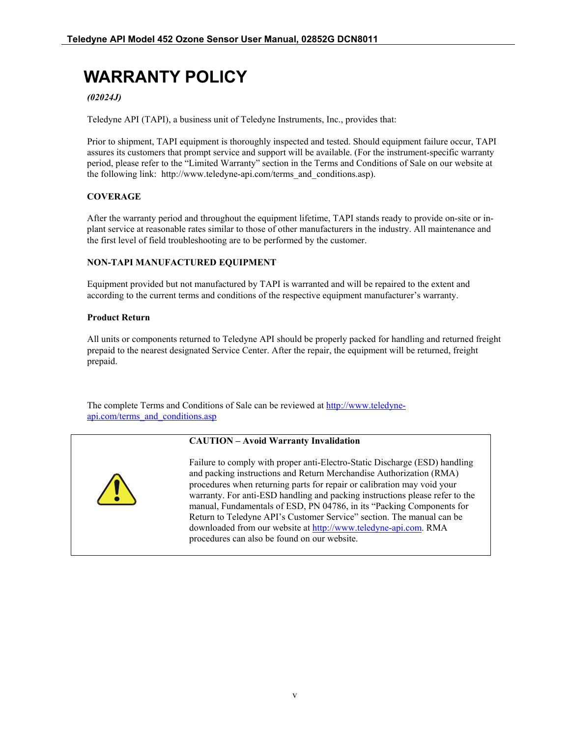# WARRANTY POLICY

***(02024J)***

Teledyne API (TAPI), a business unit of Teledyne Instruments, Inc., provides that:

Prior to shipment, TAPI equipment is thoroughly inspected and tested. Should equipment failure occur, TAPI assures its customers that prompt service and support will be available. (For the instrument-specific warranty period, please refer to the “Limited Warranty” section in the Terms and Conditions of Sale on our website at the following link: http://www.teledyne-api.com/terms_and_conditions.asp).

**COVERAGE**

After the warranty period and throughout the equipment lifetime, TAPI stands ready to provide on-site or in-plant service at reasonable rates similar to those of other manufacturers in the industry. All maintenance and the first level of field troubleshooting are to be performed by the customer.

**NON-TAPI MANUFACTURED EQUIPMENT**

Equipment provided but not manufactured by TAPI is warranted and will be repaired to the extent and according to the current terms and conditions of the respective equipment manufacturer’s warranty.

**Product Return**

All units or components returned to Teledyne API should be properly packed for handling and returned freight prepaid to the nearest designated Service Center. After the repair, the equipment will be returned, freight prepaid.

The complete Terms and Conditions of Sale can be reviewed at http://www.teledyne-api.com/terms_and_conditions.asp

**CAUTION – Avoid Warranty Invalidation**

Failure to comply with proper anti-Electro-Static Discharge (ESD) handling and packing instructions and Return Merchandise Authorization (RMA) procedures when returning parts for repair or calibration may void your warranty. For anti-ESD handling and packing instructions please refer to the manual, Fundamentals of ESD, PN 04786, in its “Packing Components for Return to Teledyne API’s Customer Service” section. The manual can be downloaded from our website at http://www.teledyne-api.com. RMA procedures can also be found on our website.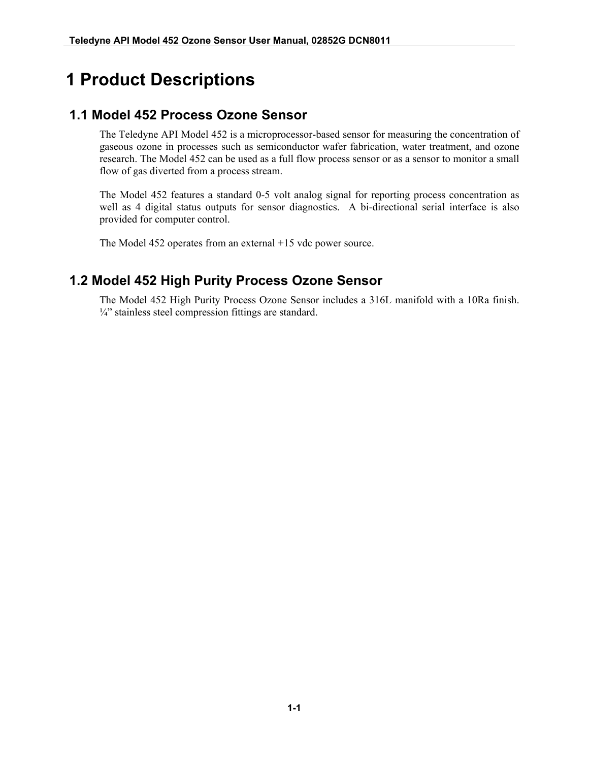# 1 Product Descriptions

## 1.1 Model 452 Process Ozone Sensor

The Teledyne API Model 452 is a microprocessor-based sensor for measuring the concentration of gaseous ozone in processes such as semiconductor wafer fabrication, water treatment, and ozone research. The Model 452 can be used as a full flow process sensor or as a sensor to monitor a small flow of gas diverted from a process stream.

The Model 452 features a standard 0-5 volt analog signal for reporting process concentration as well as 4 digital status outputs for sensor diagnostics. A bi-directional serial interface is also provided for computer control.

The Model 452 operates from an external +15 vdc power source.

## 1.2 Model 452 High Purity Process Ozone Sensor

The Model 452 High Purity Process Ozone Sensor includes a 316L manifold with a 10Ra finish. ¼" stainless steel compression fittings are standard.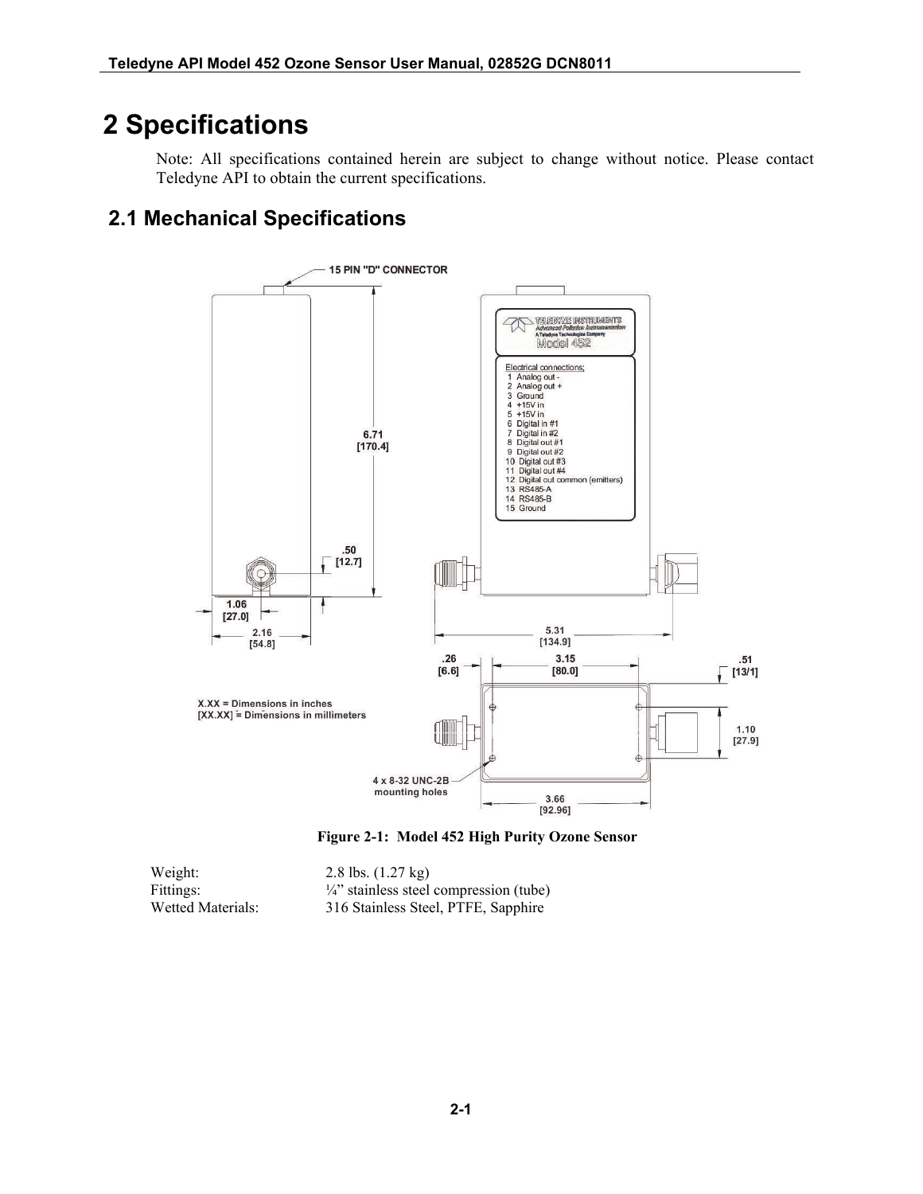# 2 Specifications

Note: All specifications contained herein are subject to change without notice. Please contact Teledyne API to obtain the current specifications.

## 2.1 Mechanical Specifications

Figure 2-1: Model 452 High Purity Ozone Sensor

| | |
|---|---|
| Weight: | 2.8 lbs. (1.27 kg) |
| Fittings: | ¼” stainless steel compression (tube) |
| Wetted Materials: | 316 Stainless Steel, PTFE, Sapphire |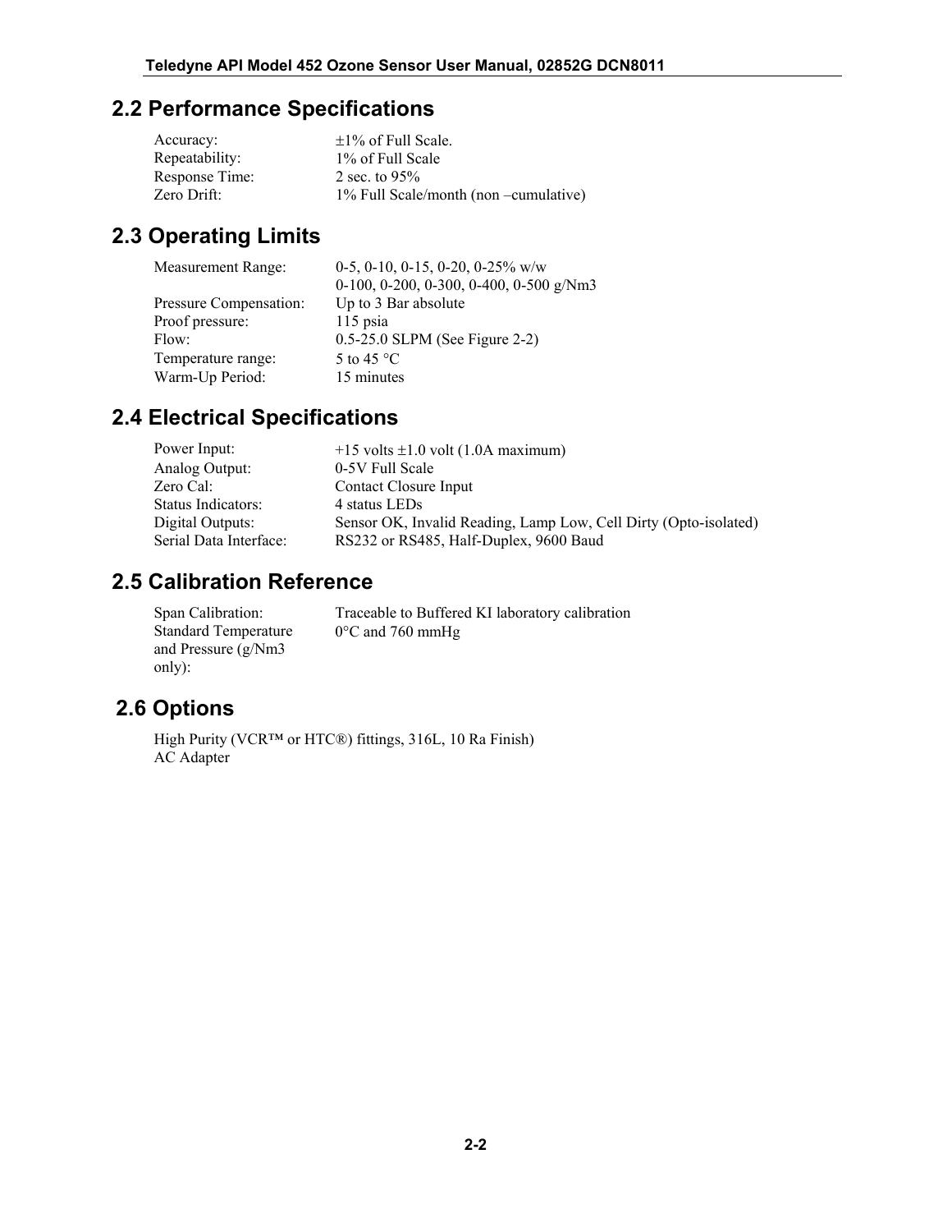## 2.2 Performance Specifications

| | |
|---|---|
| Accuracy: | ±1% of Full Scale. |
| Repeatability: | 1% of Full Scale |
| Response Time: | 2 sec. to 95% |
| Zero Drift: | 1% Full Scale/month (non –cumulative) |

## 2.3 Operating Limits

| | |
|---|---|
| Measurement Range: | 0-5, 0-10, 0-15, 0-20, 0-25% w/w<br>0-100, 0-200, 0-300, 0-400, 0-500 g/Nm3 |
| Pressure Compensation: | Up to 3 Bar absolute |
| Proof pressure: | 115 psia |
| Flow: | 0.5-25.0 SLPM (See Figure 2-2) |
| Temperature range: | 5 to 45 °C |
| Warm-Up Period: | 15 minutes |

## 2.4 Electrical Specifications

| | |
|---|---|
| Power Input: | +15 volts ±1.0 volt (1.0A maximum) |
| Analog Output: | 0-5V Full Scale |
| Zero Cal: | Contact Closure Input |
| Status Indicators: | 4 status LEDs |
| Digital Outputs: | Sensor OK, Invalid Reading, Lamp Low, Cell Dirty (Opto-isolated) |
| Serial Data Interface: | RS232 or RS485, Half-Duplex, 9600 Baud |

## 2.5 Calibration Reference

| | |
|---|---|
| Span Calibration: | Traceable to Buffered KI laboratory calibration |
| Standard Temperature and Pressure (g/Nm3 only): | 0°C and 760 mmHg |

## 2.6 Options

High Purity (VCR™ or HTC®) fittings, 316L, 10 Ra Finish)
AC Adapter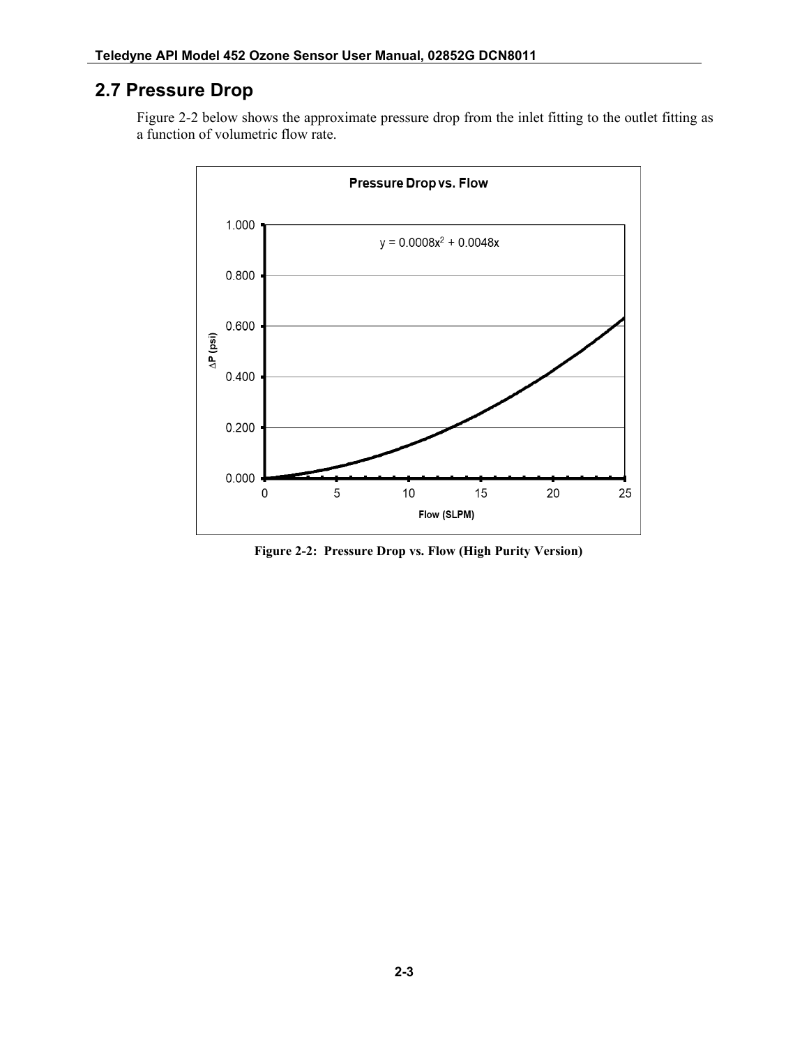## 2.7 Pressure Drop

Figure 2-2 below shows the approximate pressure drop from the inlet fitting to the outlet fitting as a function of volumetric flow rate.

**Pressure Drop vs. Flow**

$y = 0.0008x^2 + 0.0048x$

ΔP (psi)

Flow (SLPM)

**Figure 2-2: Pressure Drop vs. Flow (High Purity Version)**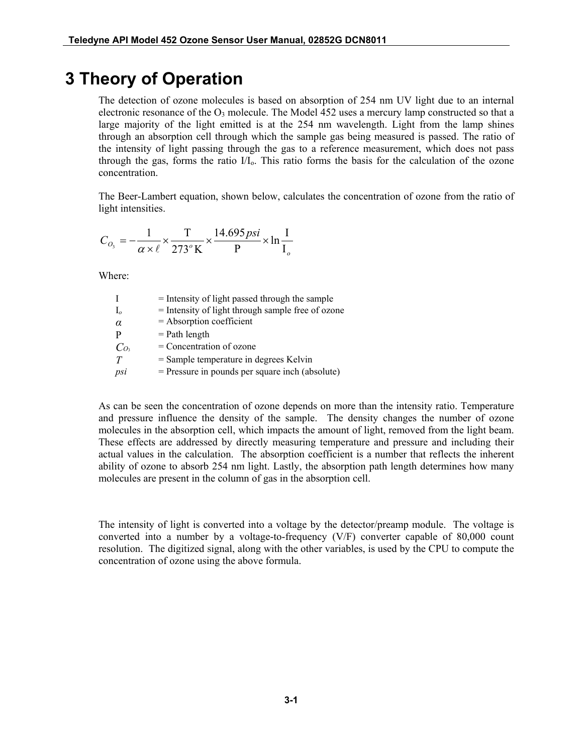# 3 Theory of Operation

The detection of ozone molecules is based on absorption of 254 nm UV light due to an internal electronic resonance of the $O_3$ molecule. The Model 452 uses a mercury lamp constructed so that a large majority of the light emitted is at the 254 nm wavelength. Light from the lamp shines through an absorption cell through which the sample gas being measured is passed. The ratio of the intensity of light passing through the gas to a reference measurement, which does not pass through the gas, forms the ratio $I/I_o$. This ratio forms the basis for the calculation of the ozone concentration.

The Beer-Lambert equation, shown below, calculates the concentration of ozone from the ratio of light intensities.

$$C_{O_3} = -\frac{1}{\alpha \times \ell} \times \frac{T}{273^o K} \times \frac{14.695\,psi}{P} \times \ln \frac{I}{I_o}$$

Where:

| | |
|---|---|
| I | = Intensity of light passed through the sample |
| $I_o$ | = Intensity of light through sample free of ozone |
| $\alpha$ | = Absorption coefficient |
| P | = Path length |
| $C_{O_3}$ | = Concentration of ozone |
| $T$ | = Sample temperature in degrees Kelvin |
| *psi* | = Pressure in pounds per square inch (absolute) |

As can be seen the concentration of ozone depends on more than the intensity ratio. Temperature and pressure influence the density of the sample. The density changes the number of ozone molecules in the absorption cell, which impacts the amount of light, removed from the light beam. These effects are addressed by directly measuring temperature and pressure and including their actual values in the calculation. The absorption coefficient is a number that reflects the inherent ability of ozone to absorb 254 nm light. Lastly, the absorption path length determines how many molecules are present in the column of gas in the absorption cell.

The intensity of light is converted into a voltage by the detector/preamp module. The voltage is converted into a number by a voltage-to-frequency (V/F) converter capable of 80,000 count resolution. The digitized signal, along with the other variables, is used by the CPU to compute the concentration of ozone using the above formula.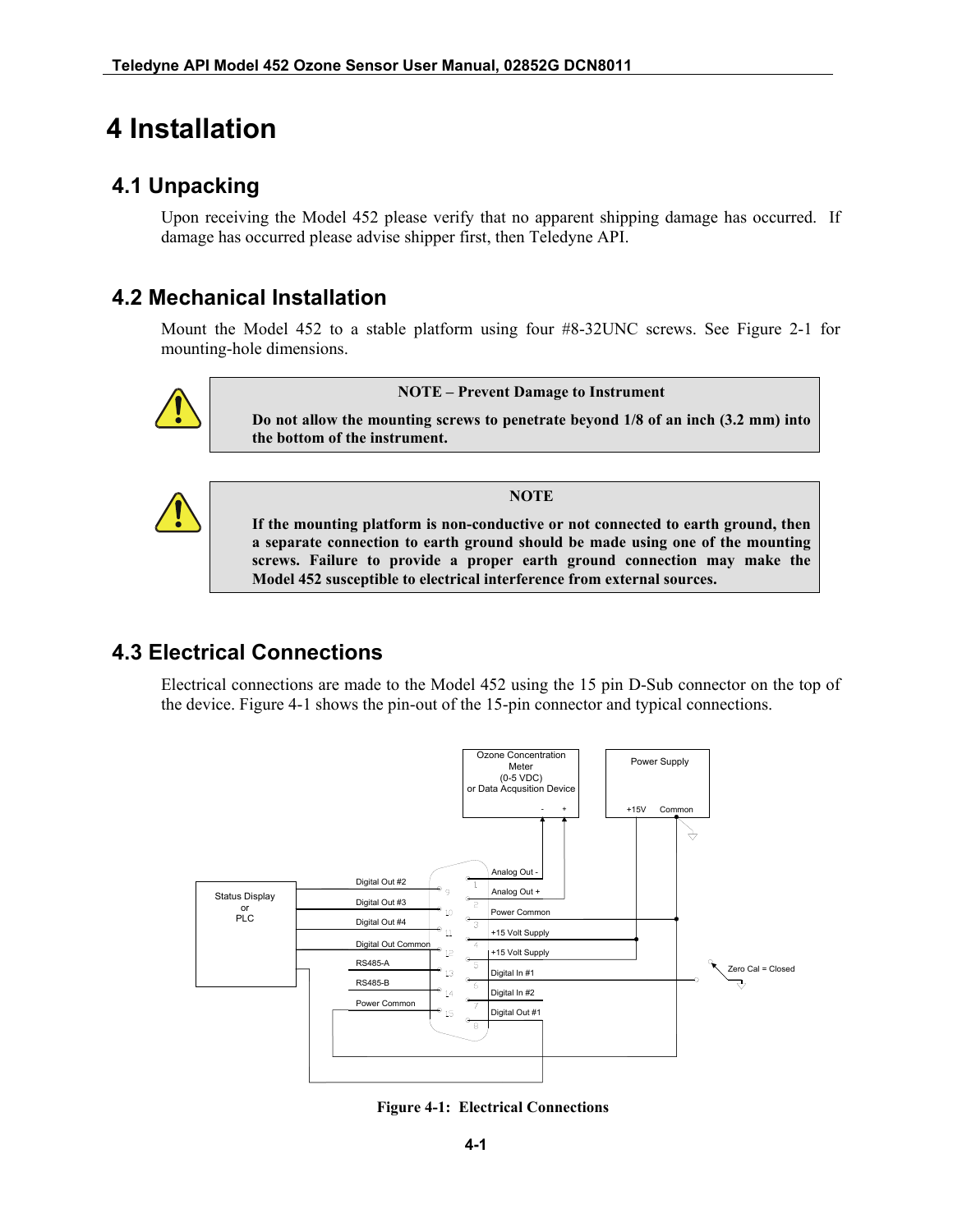# 4 Installation

## 4.1 Unpacking

Upon receiving the Model 452 please verify that no apparent shipping damage has occurred. If damage has occurred please advise shipper first, then Teledyne API.

## 4.2 Mechanical Installation

Mount the Model 452 to a stable platform using four #8-32UNC screws. See Figure 2-1 for mounting-hole dimensions.

> **NOTE – Prevent Damage to Instrument**
>
> **Do not allow the mounting screws to penetrate beyond 1/8 of an inch (3.2 mm) into the bottom of the instrument.**

> **NOTE**
>
> **If the mounting platform is non-conductive or not connected to earth ground, then a separate connection to earth ground should be made using one of the mounting screws. Failure to provide a proper earth ground connection may make the Model 452 susceptible to electrical interference from external sources.**

## 4.3 Electrical Connections

Electrical connections are made to the Model 452 using the 15 pin D-Sub connector on the top of the device. Figure 4-1 shows the pin-out of the 15-pin connector and typical connections.

Ozone Concentration Meter (0-5 VDC) or Data Acqusition Device: - +

Power Supply: +15V Common

Status Display or PLC

Digital Out #2 (9), Digital Out #3 (10), Digital Out #4 (11), Digital Out Common (12), RS485-A (13), RS485-B (14), Power Common (15)

Analog Out - (1), Analog Out + (2), Power Common (3), +15 Volt Supply (4), +15 Volt Supply (5), Digital In #1 (6), Digital In #2 (7), Digital Out #1 (8)

Zero Cal = Closed

**Figure 4-1: Electrical Connections**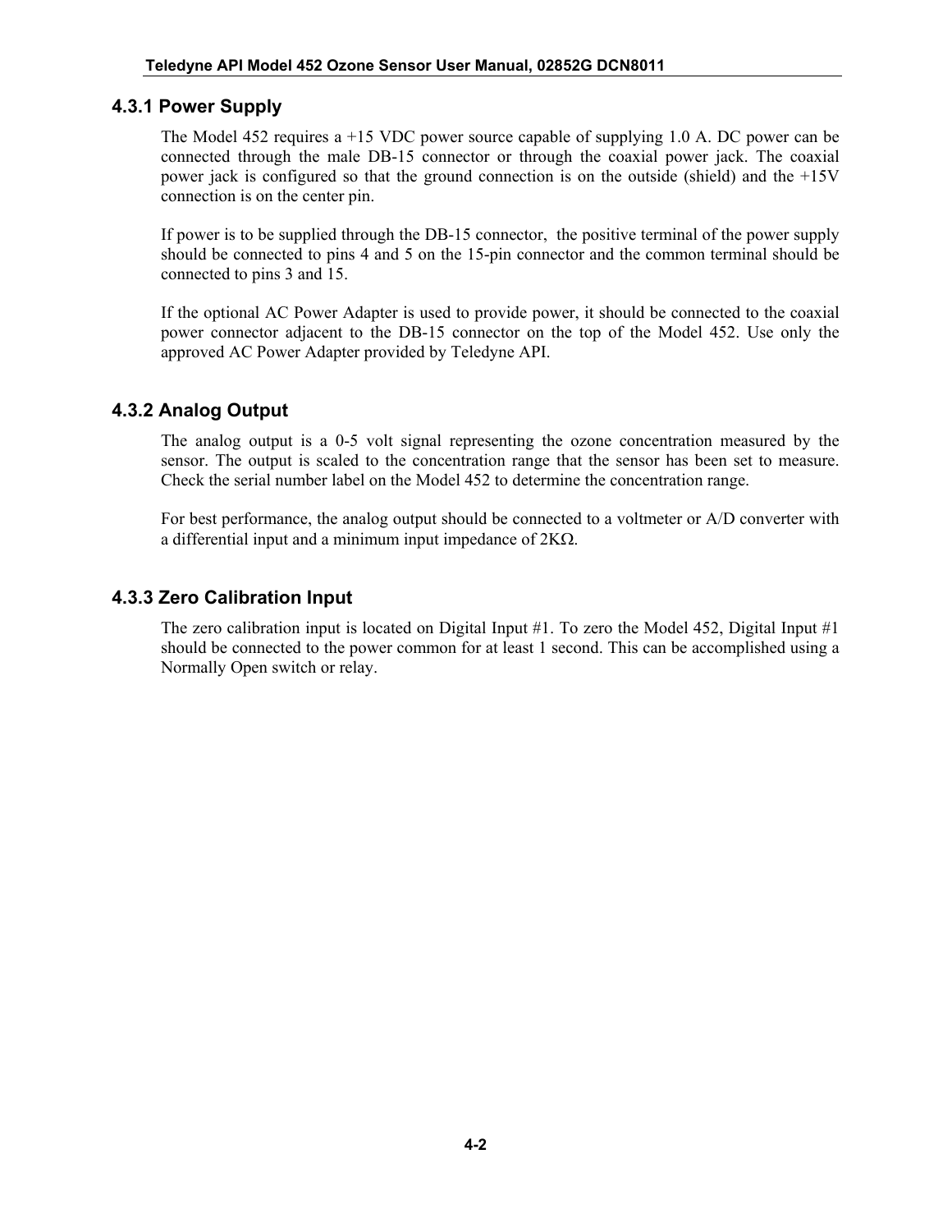### 4.3.1 Power Supply

The Model 452 requires a +15 VDC power source capable of supplying 1.0 A. DC power can be connected through the male DB-15 connector or through the coaxial power jack. The coaxial power jack is configured so that the ground connection is on the outside (shield) and the +15V connection is on the center pin.

If power is to be supplied through the DB-15 connector, the positive terminal of the power supply should be connected to pins 4 and 5 on the 15-pin connector and the common terminal should be connected to pins 3 and 15.

If the optional AC Power Adapter is used to provide power, it should be connected to the coaxial power connector adjacent to the DB-15 connector on the top of the Model 452. Use only the approved AC Power Adapter provided by Teledyne API.

### 4.3.2 Analog Output

The analog output is a 0-5 volt signal representing the ozone concentration measured by the sensor. The output is scaled to the concentration range that the sensor has been set to measure. Check the serial number label on the Model 452 to determine the concentration range.

For best performance, the analog output should be connected to a voltmeter or A/D converter with a differential input and a minimum input impedance of 2KΩ.

### 4.3.3 Zero Calibration Input

The zero calibration input is located on Digital Input #1. To zero the Model 452, Digital Input #1 should be connected to the power common for at least 1 second. This can be accomplished using a Normally Open switch or relay.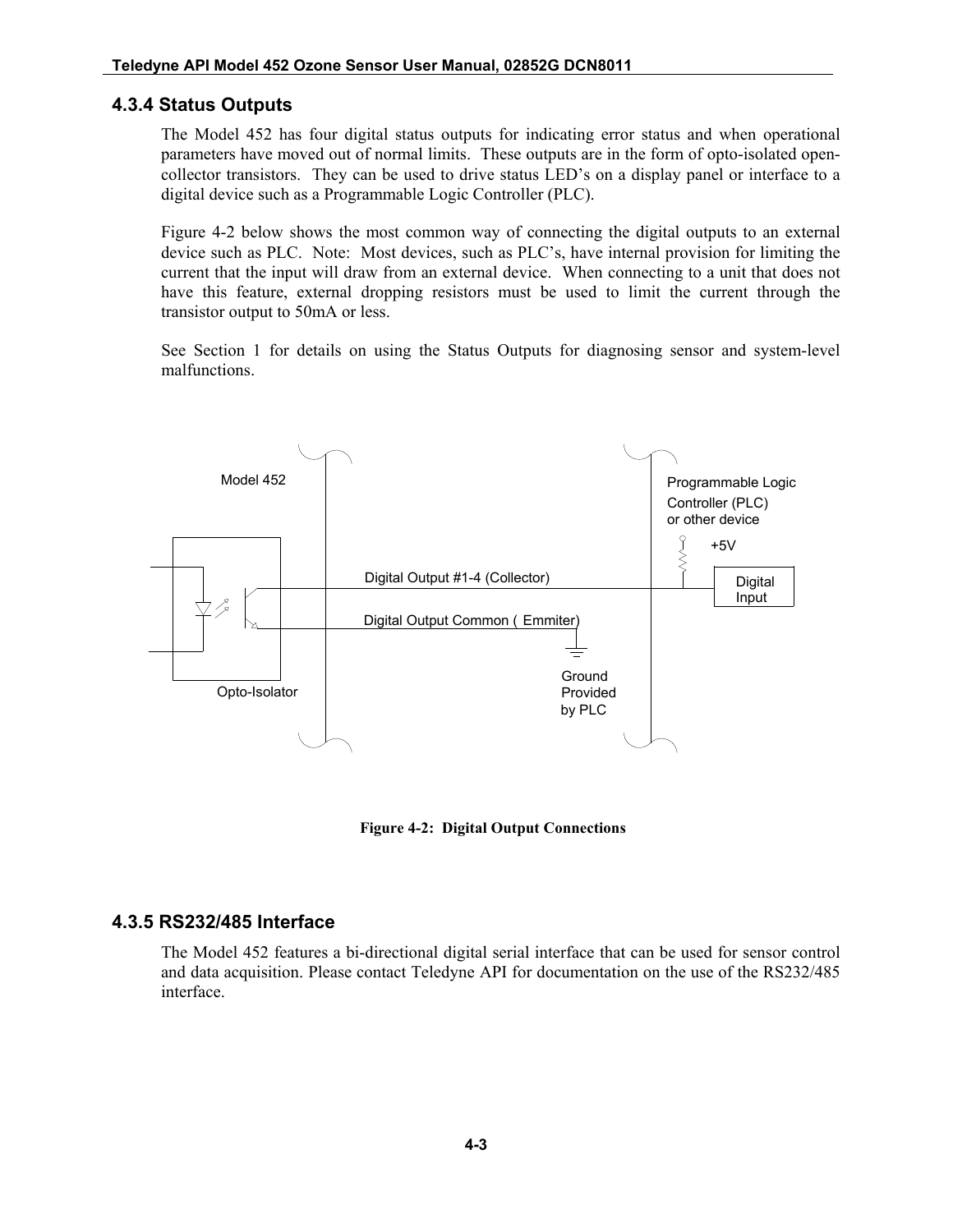### 4.3.4 Status Outputs

The Model 452 has four digital status outputs for indicating error status and when operational parameters have moved out of normal limits. These outputs are in the form of opto-isolated open-collector transistors. They can be used to drive status LED's on a display panel or interface to a digital device such as a Programmable Logic Controller (PLC).

Figure 4-2 below shows the most common way of connecting the digital outputs to an external device such as PLC. Note: Most devices, such as PLC's, have internal provision for limiting the current that the input will draw from an external device. When connecting to a unit that does not have this feature, external dropping resistors must be used to limit the current through the transistor output to 50mA or less.

See Section 1 for details on using the Status Outputs for diagnosing sensor and system-level malfunctions.

Model 452

Programmable Logic Controller (PLC) or other device

+5V

Digital Output #1-4 (Collector)

Digital Input

Digital Output Common ( Emmiter)

Ground Provided by PLC

Opto-Isolator

**Figure 4-2: Digital Output Connections**

### 4.3.5 RS232/485 Interface

The Model 452 features a bi-directional digital serial interface that can be used for sensor control and data acquisition. Please contact Teledyne API for documentation on the use of the RS232/485 interface.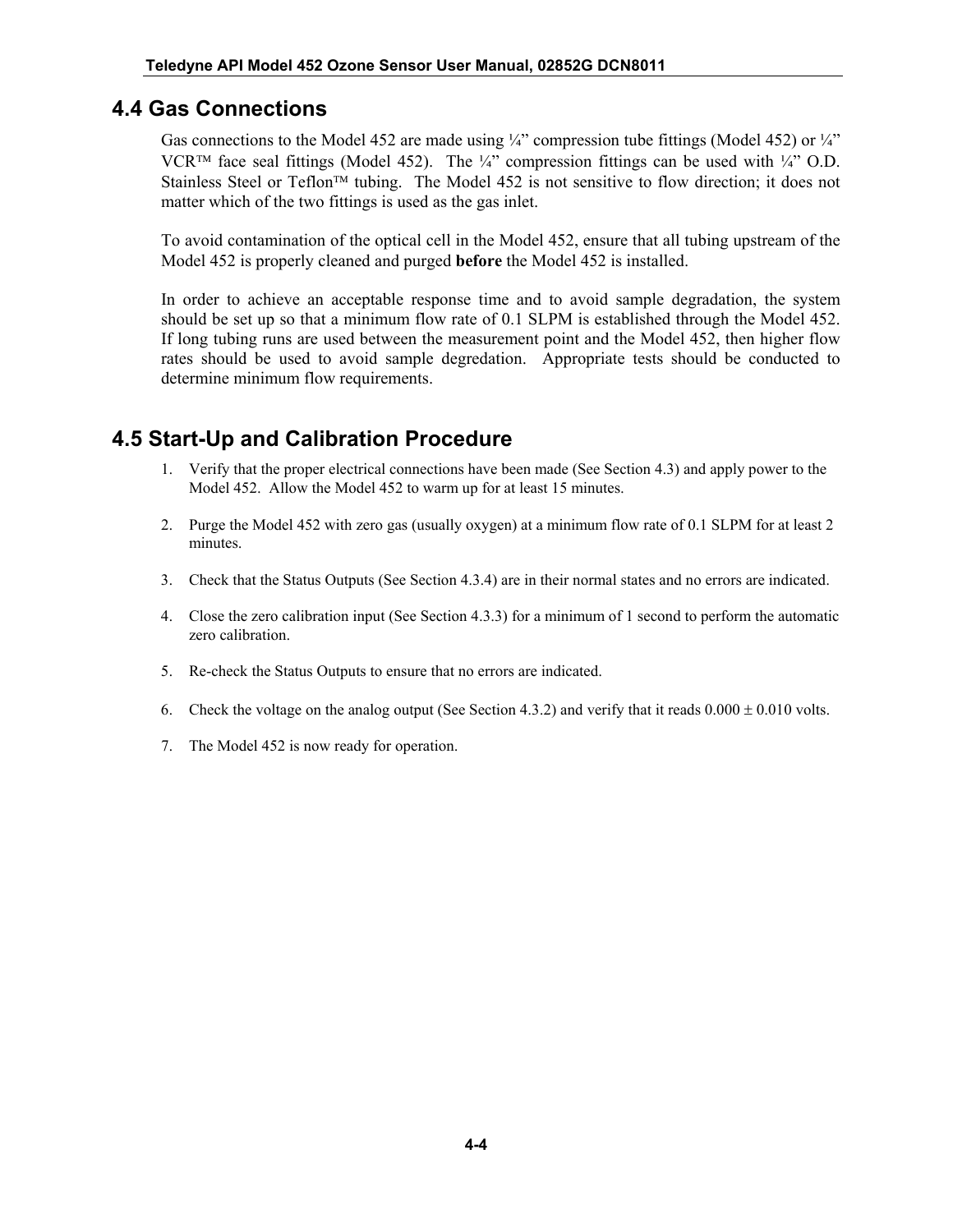## 4.4 Gas Connections

Gas connections to the Model 452 are made using ¼" compression tube fittings (Model 452) or ¼" VCR™ face seal fittings (Model 452). The ¼" compression fittings can be used with ¼" O.D. Stainless Steel or Teflon™ tubing. The Model 452 is not sensitive to flow direction; it does not matter which of the two fittings is used as the gas inlet.

To avoid contamination of the optical cell in the Model 452, ensure that all tubing upstream of the Model 452 is properly cleaned and purged **before** the Model 452 is installed.

In order to achieve an acceptable response time and to avoid sample degradation, the system should be set up so that a minimum flow rate of 0.1 SLPM is established through the Model 452. If long tubing runs are used between the measurement point and the Model 452, then higher flow rates should be used to avoid sample degredation. Appropriate tests should be conducted to determine minimum flow requirements.

## 4.5 Start-Up and Calibration Procedure

1. Verify that the proper electrical connections have been made (See Section 4.3) and apply power to the Model 452. Allow the Model 452 to warm up for at least 15 minutes.

2. Purge the Model 452 with zero gas (usually oxygen) at a minimum flow rate of 0.1 SLPM for at least 2 minutes.

3. Check that the Status Outputs (See Section 4.3.4) are in their normal states and no errors are indicated.

4. Close the zero calibration input (See Section 4.3.3) for a minimum of 1 second to perform the automatic zero calibration.

5. Re-check the Status Outputs to ensure that no errors are indicated.

6. Check the voltage on the analog output (See Section 4.3.2) and verify that it reads 0.000 ± 0.010 volts.

7. The Model 452 is now ready for operation.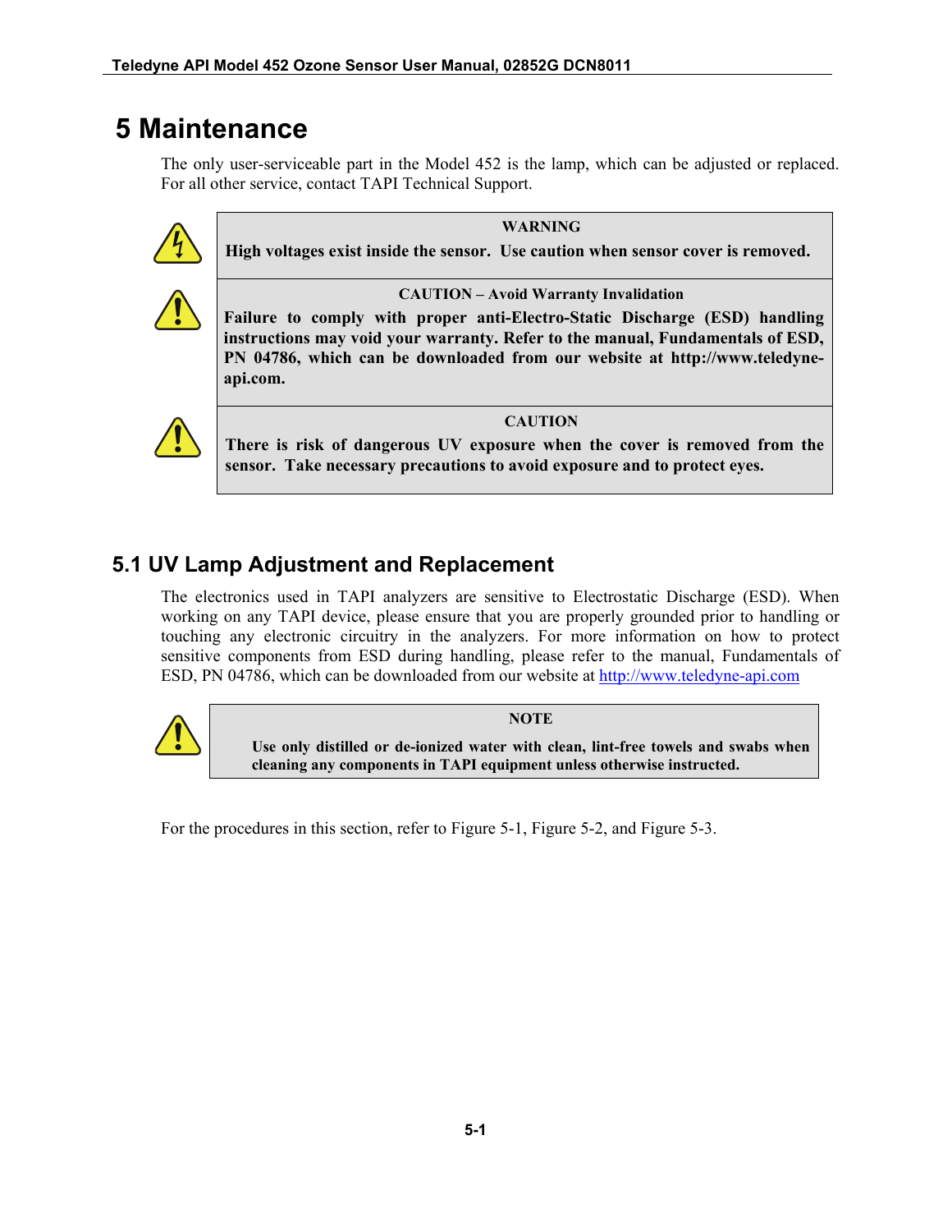# 5 Maintenance

The only user-serviceable part in the Model 452 is the lamp, which can be adjusted or replaced. For all other service, contact TAPI Technical Support.

> **WARNING**
>
> **High voltages exist inside the sensor. Use caution when sensor cover is removed.**

> **CAUTION – Avoid Warranty Invalidation**
>
> **Failure to comply with proper anti-Electro-Static Discharge (ESD) handling instructions may void your warranty. Refer to the manual, Fundamentals of ESD, PN 04786, which can be downloaded from our website at http://www.teledyne-api.com.**

> **CAUTION**
>
> **There is risk of dangerous UV exposure when the cover is removed from the sensor. Take necessary precautions to avoid exposure and to protect eyes.**

## 5.1 UV Lamp Adjustment and Replacement

The electronics used in TAPI analyzers are sensitive to Electrostatic Discharge (ESD). When working on any TAPI device, please ensure that you are properly grounded prior to handling or touching any electronic circuitry in the analyzers. For more information on how to protect sensitive components from ESD during handling, please refer to the manual, Fundamentals of ESD, PN 04786, which can be downloaded from our website at http://www.teledyne-api.com

> **NOTE**
>
> **Use only distilled or de-ionized water with clean, lint-free towels and swabs when cleaning any components in TAPI equipment unless otherwise instructed.**

For the procedures in this section, refer to Figure 5-1, Figure 5-2, and Figure 5-3.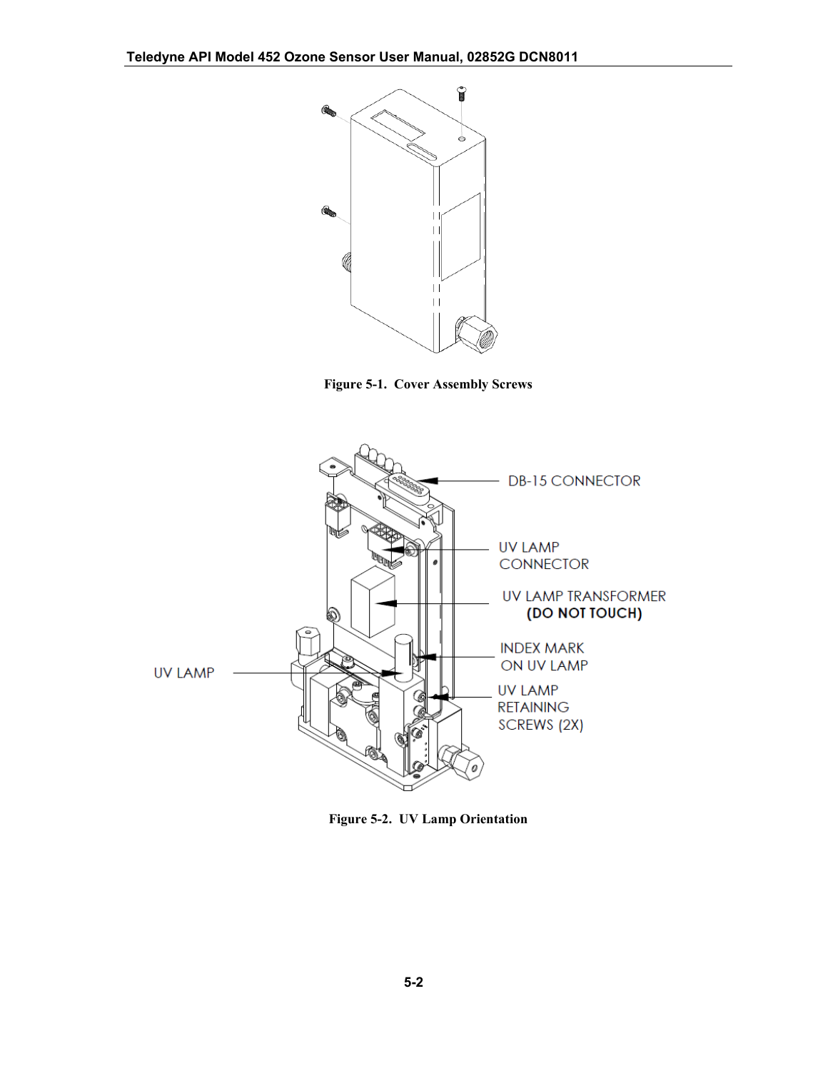Figure 5-1. Cover Assembly Screws

DB-15 CONNECTOR

UV LAMP CONNECTOR

UV LAMP TRANSFORMER **(DO NOT TOUCH)**

INDEX MARK ON UV LAMP

UV LAMP

UV LAMP RETAINING SCREWS (2X)

Figure 5-2. UV Lamp Orientation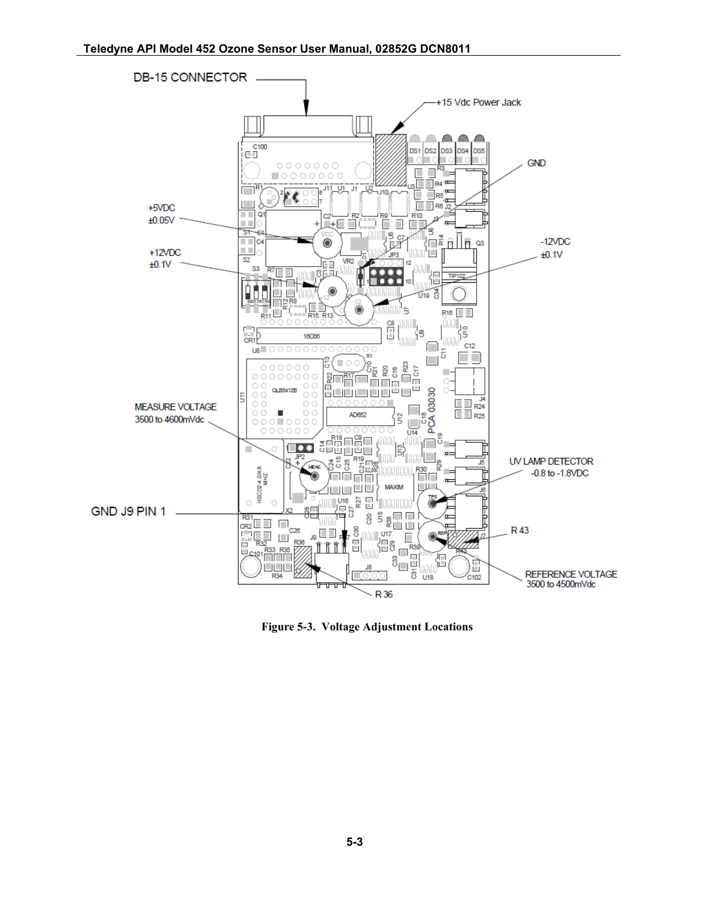Figure 5-3. Voltage Adjustment Locations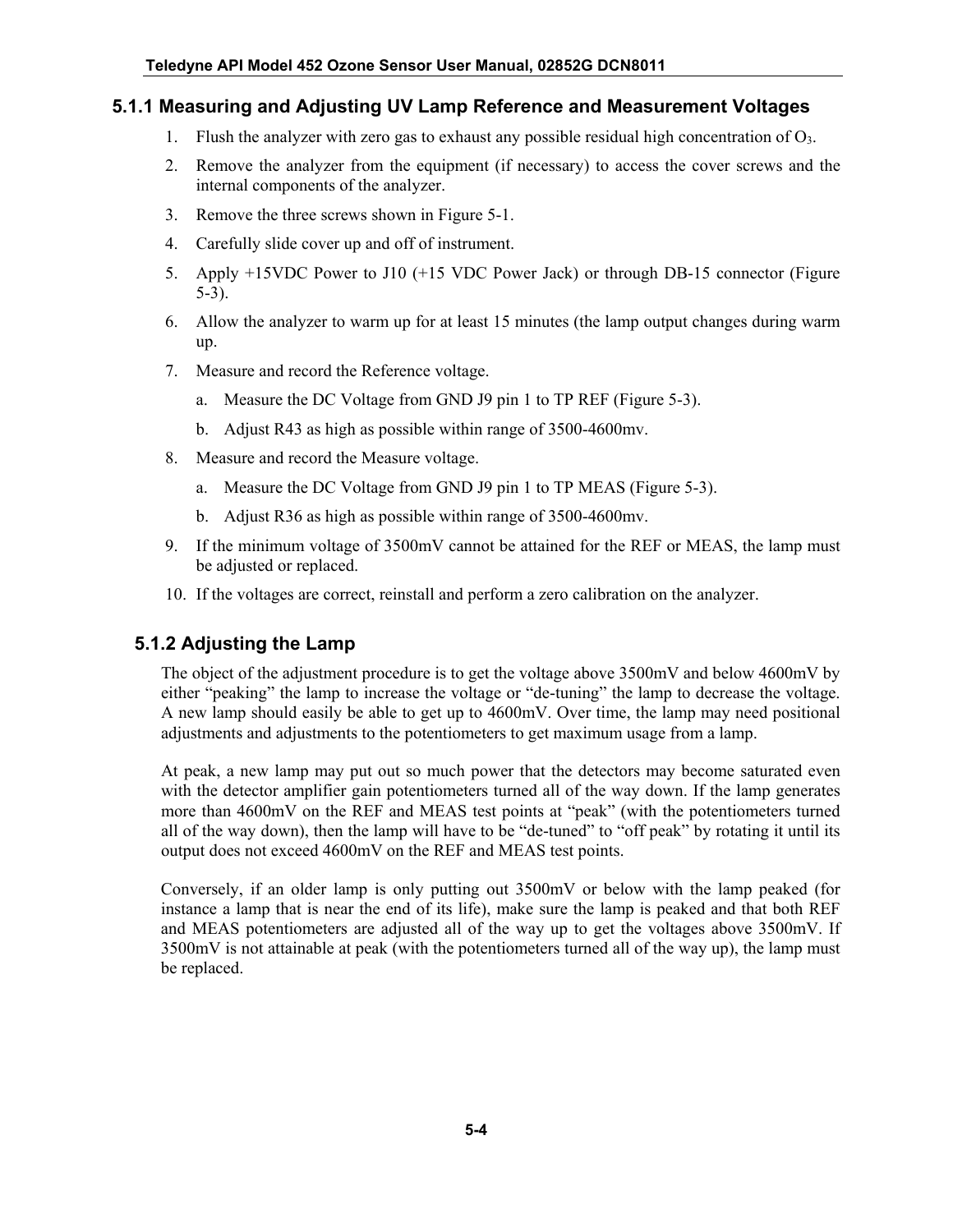### 5.1.1 Measuring and Adjusting UV Lamp Reference and Measurement Voltages

1. Flush the analyzer with zero gas to exhaust any possible residual high concentration of $O_3$.
2. Remove the analyzer from the equipment (if necessary) to access the cover screws and the internal components of the analyzer.
3. Remove the three screws shown in Figure 5-1.
4. Carefully slide cover up and off of instrument.
5. Apply +15VDC Power to J10 (+15 VDC Power Jack) or through DB-15 connector (Figure 5-3).
6. Allow the analyzer to warm up for at least 15 minutes (the lamp output changes during warm up.
7. Measure and record the Reference voltage.
    a. Measure the DC Voltage from GND J9 pin 1 to TP REF (Figure 5-3).
    b. Adjust R43 as high as possible within range of 3500-4600mv.
8. Measure and record the Measure voltage.
    a. Measure the DC Voltage from GND J9 pin 1 to TP MEAS (Figure 5-3).
    b. Adjust R36 as high as possible within range of 3500-4600mv.
9. If the minimum voltage of 3500mV cannot be attained for the REF or MEAS, the lamp must be adjusted or replaced.
10. If the voltages are correct, reinstall and perform a zero calibration on the analyzer.

### 5.1.2 Adjusting the Lamp

The object of the adjustment procedure is to get the voltage above 3500mV and below 4600mV by either "peaking" the lamp to increase the voltage or "de-tuning" the lamp to decrease the voltage. A new lamp should easily be able to get up to 4600mV. Over time, the lamp may need positional adjustments and adjustments to the potentiometers to get maximum usage from a lamp.

At peak, a new lamp may put out so much power that the detectors may become saturated even with the detector amplifier gain potentiometers turned all of the way down. If the lamp generates more than 4600mV on the REF and MEAS test points at "peak" (with the potentiometers turned all of the way down), then the lamp will have to be "de-tuned" to "off peak" by rotating it until its output does not exceed 4600mV on the REF and MEAS test points.

Conversely, if an older lamp is only putting out 3500mV or below with the lamp peaked (for instance a lamp that is near the end of its life), make sure the lamp is peaked and that both REF and MEAS potentiometers are adjusted all of the way up to get the voltages above 3500mV. If 3500mV is not attainable at peak (with the potentiometers turned all of the way up), the lamp must be replaced.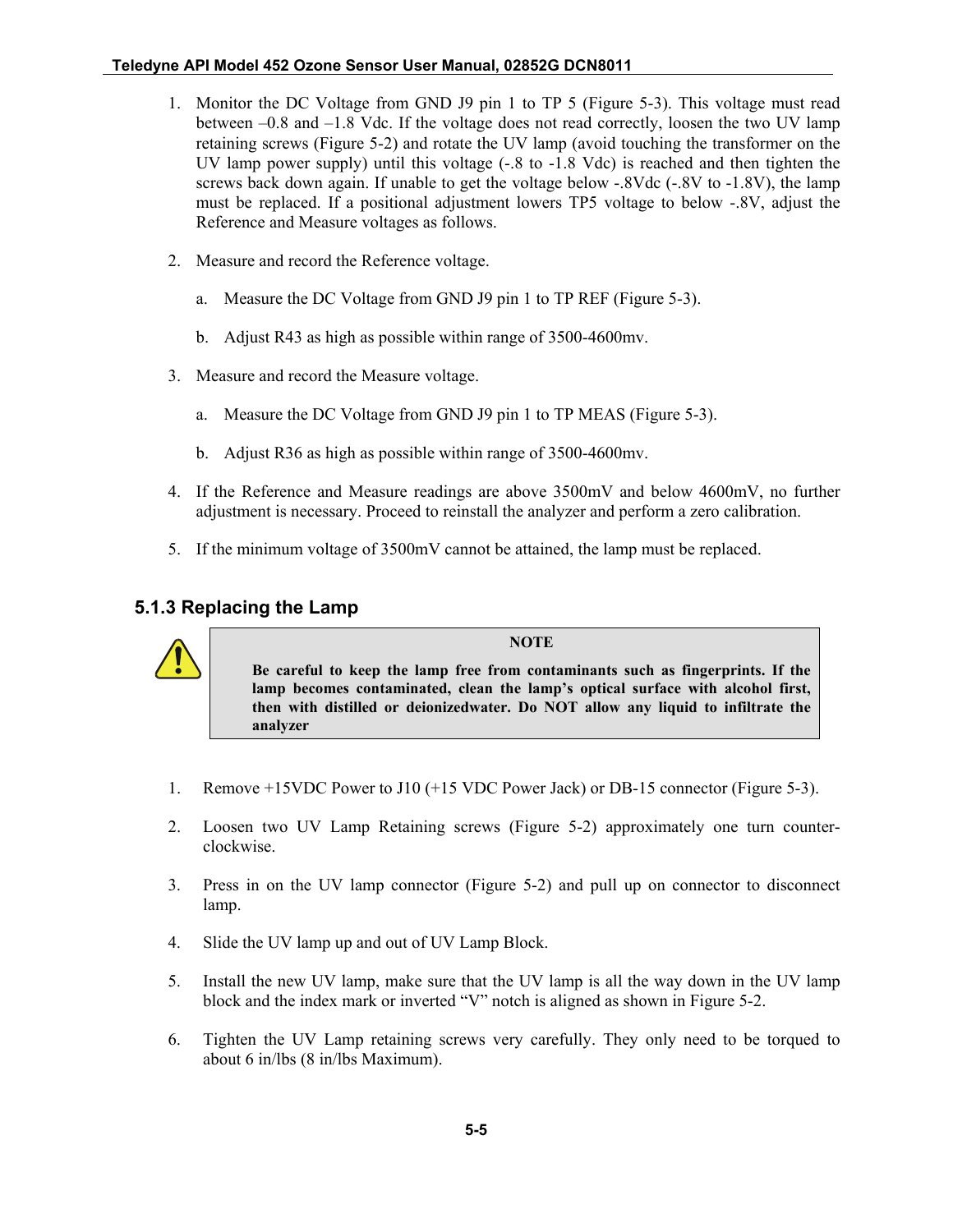1. Monitor the DC Voltage from GND J9 pin 1 to TP 5 (Figure 5-3). This voltage must read between –0.8 and –1.8 Vdc. If the voltage does not read correctly, loosen the two UV lamp retaining screws (Figure 5-2) and rotate the UV lamp (avoid touching the transformer on the UV lamp power supply) until this voltage (-.8 to -1.8 Vdc) is reached and then tighten the screws back down again. If unable to get the voltage below -.8Vdc (-.8V to -1.8V), the lamp must be replaced. If a positional adjustment lowers TP5 voltage to below -.8V, adjust the Reference and Measure voltages as follows.

2. Measure and record the Reference voltage.

   a. Measure the DC Voltage from GND J9 pin 1 to TP REF (Figure 5-3).

   b. Adjust R43 as high as possible within range of 3500-4600mv.

3. Measure and record the Measure voltage.

   a. Measure the DC Voltage from GND J9 pin 1 to TP MEAS (Figure 5-3).

   b. Adjust R36 as high as possible within range of 3500-4600mv.

4. If the Reference and Measure readings are above 3500mV and below 4600mV, no further adjustment is necessary. Proceed to reinstall the analyzer and perform a zero calibration.

5. If the minimum voltage of 3500mV cannot be attained, the lamp must be replaced.

### 5.1.3 Replacing the Lamp

> **NOTE**
>
> **Be careful to keep the lamp free from contaminants such as fingerprints. If the lamp becomes contaminated, clean the lamp's optical surface with alcohol first, then with distilled or deionizedwater. Do NOT allow any liquid to infiltrate the analyzer**

1. Remove +15VDC Power to J10 (+15 VDC Power Jack) or DB-15 connector (Figure 5-3).

2. Loosen two UV Lamp Retaining screws (Figure 5-2) approximately one turn counter-clockwise.

3. Press in on the UV lamp connector (Figure 5-2) and pull up on connector to disconnect lamp.

4. Slide the UV lamp up and out of UV Lamp Block.

5. Install the new UV lamp, make sure that the UV lamp is all the way down in the UV lamp block and the index mark or inverted "V" notch is aligned as shown in Figure 5-2.

6. Tighten the UV Lamp retaining screws very carefully. They only need to be torqued to about 6 in/lbs (8 in/lbs Maximum).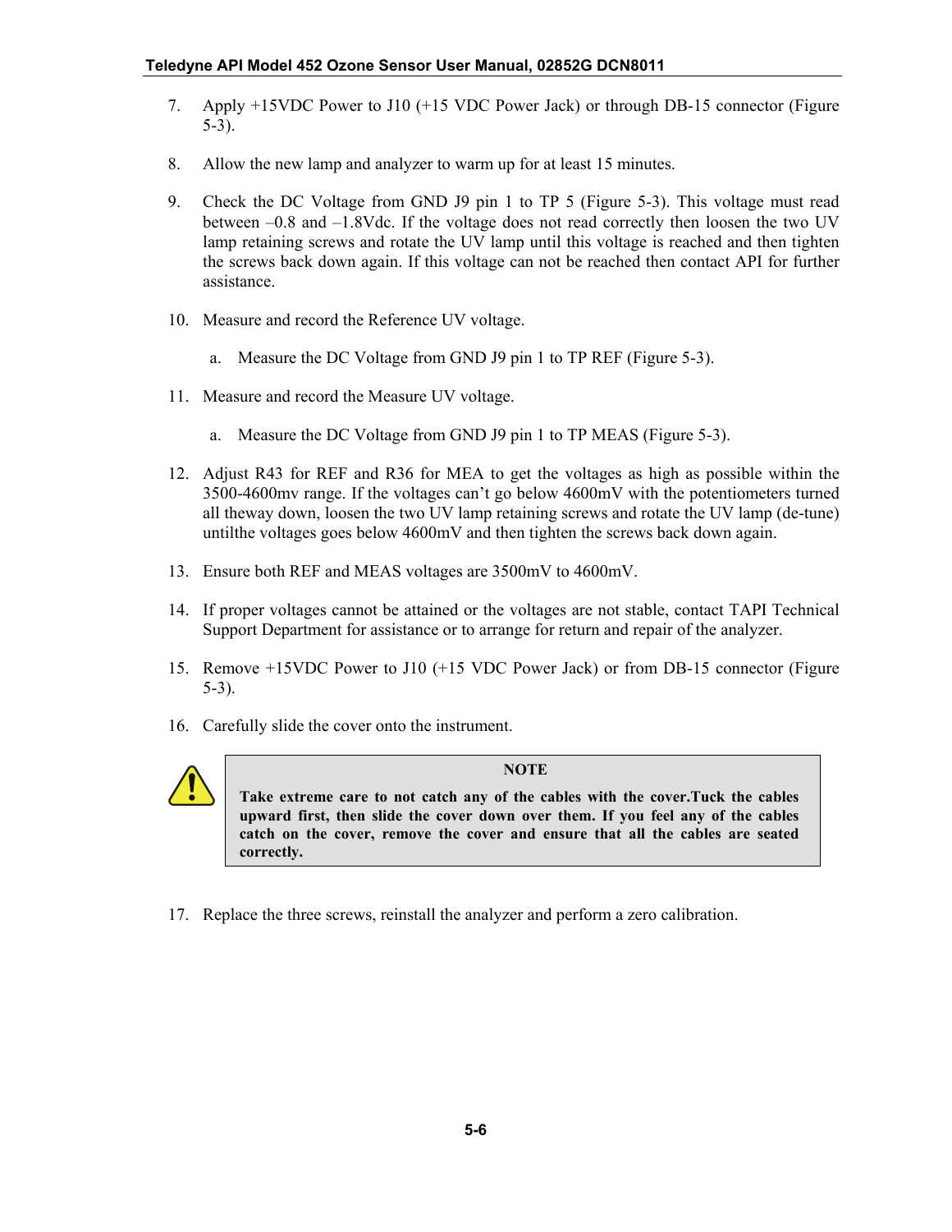7. Apply +15VDC Power to J10 (+15 VDC Power Jack) or through DB-15 connector (Figure 5-3).

8. Allow the new lamp and analyzer to warm up for at least 15 minutes.

9. Check the DC Voltage from GND J9 pin 1 to TP 5 (Figure 5-3). This voltage must read between –0.8 and –1.8Vdc. If the voltage does not read correctly then loosen the two UV lamp retaining screws and rotate the UV lamp until this voltage is reached and then tighten the screws back down again. If this voltage can not be reached then contact API for further assistance.

10. Measure and record the Reference UV voltage.

    a. Measure the DC Voltage from GND J9 pin 1 to TP REF (Figure 5-3).

11. Measure and record the Measure UV voltage.

    a. Measure the DC Voltage from GND J9 pin 1 to TP MEAS (Figure 5-3).

12. Adjust R43 for REF and R36 for MEA to get the voltages as high as possible within the 3500-4600mv range. If the voltages can't go below 4600mV with the potentiometers turned all theway down, loosen the two UV lamp retaining screws and rotate the UV lamp (de-tune) untilthe voltages goes below 4600mV and then tighten the screws back down again.

13. Ensure both REF and MEAS voltages are 3500mV to 4600mV.

14. If proper voltages cannot be attained or the voltages are not stable, contact TAPI Technical Support Department for assistance or to arrange for return and repair of the analyzer.

15. Remove +15VDC Power to J10 (+15 VDC Power Jack) or from DB-15 connector (Figure 5-3).

16. Carefully slide the cover onto the instrument.

> **NOTE**
>
> **Take extreme care to not catch any of the cables with the cover.Tuck the cables upward first, then slide the cover down over them. If you feel any of the cables catch on the cover, remove the cover and ensure that all the cables are seated correctly.**

17. Replace the three screws, reinstall the analyzer and perform a zero calibration.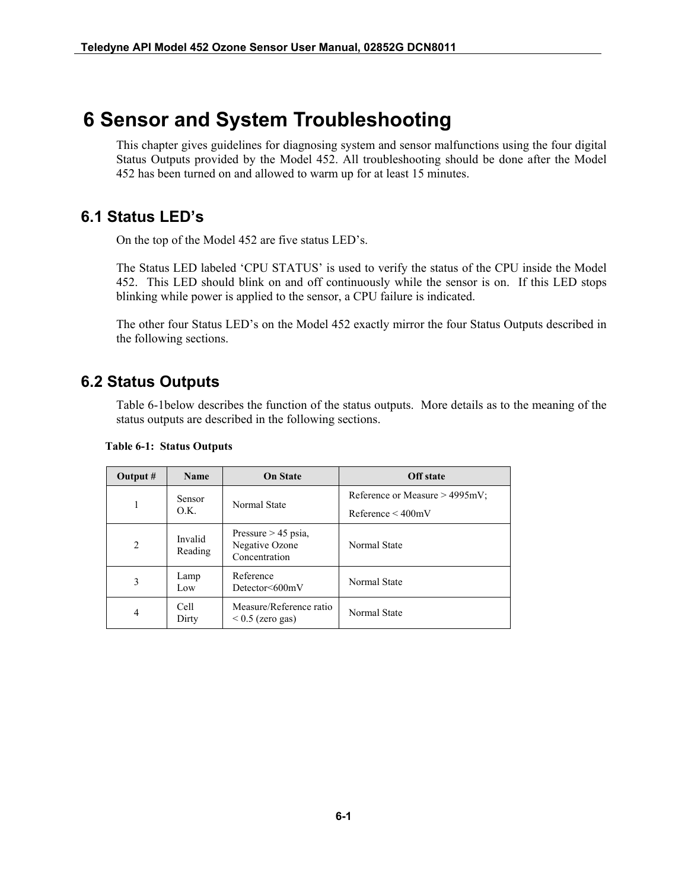# 6 Sensor and System Troubleshooting

This chapter gives guidelines for diagnosing system and sensor malfunctions using the four digital Status Outputs provided by the Model 452. All troubleshooting should be done after the Model 452 has been turned on and allowed to warm up for at least 15 minutes.

## 6.1 Status LED's

On the top of the Model 452 are five status LED's.

The Status LED labeled 'CPU STATUS' is used to verify the status of the CPU inside the Model 452. This LED should blink on and off continuously while the sensor is on. If this LED stops blinking while power is applied to the sensor, a CPU failure is indicated.

The other four Status LED's on the Model 452 exactly mirror the four Status Outputs described in the following sections.

## 6.2 Status Outputs

Table 6-1below describes the function of the status outputs. More details as to the meaning of the status outputs are described in the following sections.

**Table 6-1: Status Outputs**

| Output # | Name | On State | Off state |
|---|---|---|---|
| 1 | Sensor O.K. | Normal State | Reference or Measure > 4995mV; Reference < 400mV |
| 2 | Invalid Reading | Pressure > 45 psia, Negative Ozone Concentration | Normal State |
| 3 | Lamp Low | Reference Detector<600mV | Normal State |
| 4 | Cell Dirty | Measure/Reference ratio < 0.5 (zero gas) | Normal State |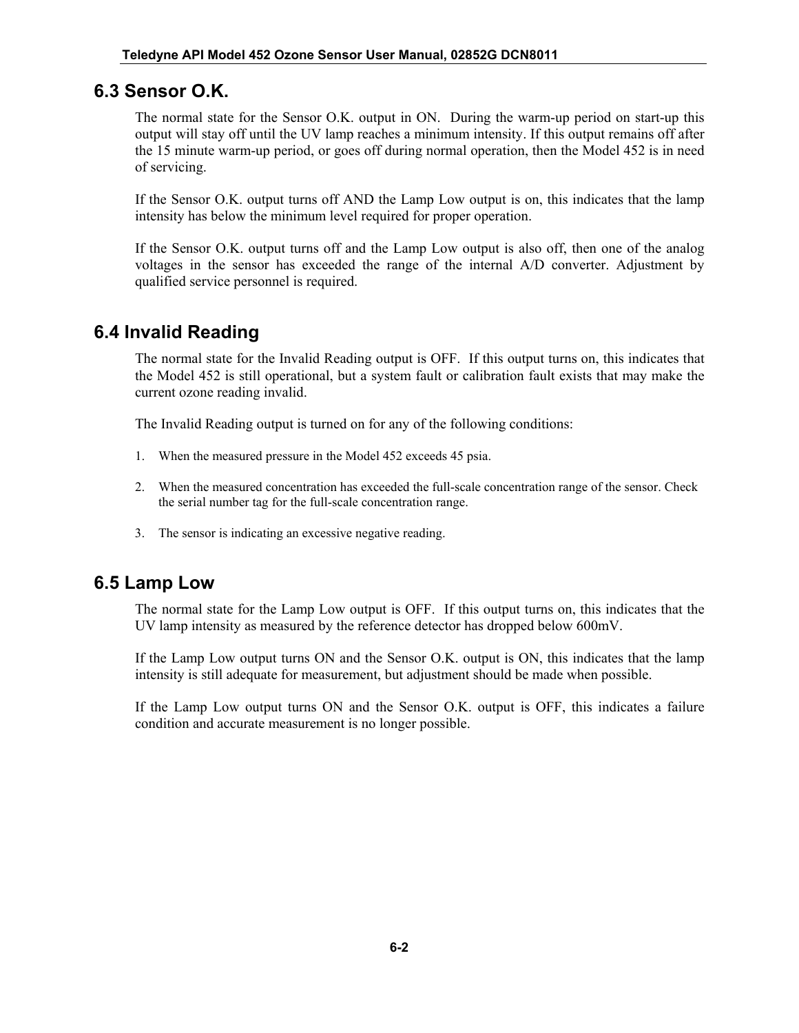## 6.3 Sensor O.K.

The normal state for the Sensor O.K. output in ON. During the warm-up period on start-up this output will stay off until the UV lamp reaches a minimum intensity. If this output remains off after the 15 minute warm-up period, or goes off during normal operation, then the Model 452 is in need of servicing.

If the Sensor O.K. output turns off AND the Lamp Low output is on, this indicates that the lamp intensity has below the minimum level required for proper operation.

If the Sensor O.K. output turns off and the Lamp Low output is also off, then one of the analog voltages in the sensor has exceeded the range of the internal A/D converter. Adjustment by qualified service personnel is required.

## 6.4 Invalid Reading

The normal state for the Invalid Reading output is OFF. If this output turns on, this indicates that the Model 452 is still operational, but a system fault or calibration fault exists that may make the current ozone reading invalid.

The Invalid Reading output is turned on for any of the following conditions:

1. When the measured pressure in the Model 452 exceeds 45 psia.
2. When the measured concentration has exceeded the full-scale concentration range of the sensor. Check the serial number tag for the full-scale concentration range.
3. The sensor is indicating an excessive negative reading.

## 6.5 Lamp Low

The normal state for the Lamp Low output is OFF. If this output turns on, this indicates that the UV lamp intensity as measured by the reference detector has dropped below 600mV.

If the Lamp Low output turns ON and the Sensor O.K. output is ON, this indicates that the lamp intensity is still adequate for measurement, but adjustment should be made when possible.

If the Lamp Low output turns ON and the Sensor O.K. output is OFF, this indicates a failure condition and accurate measurement is no longer possible.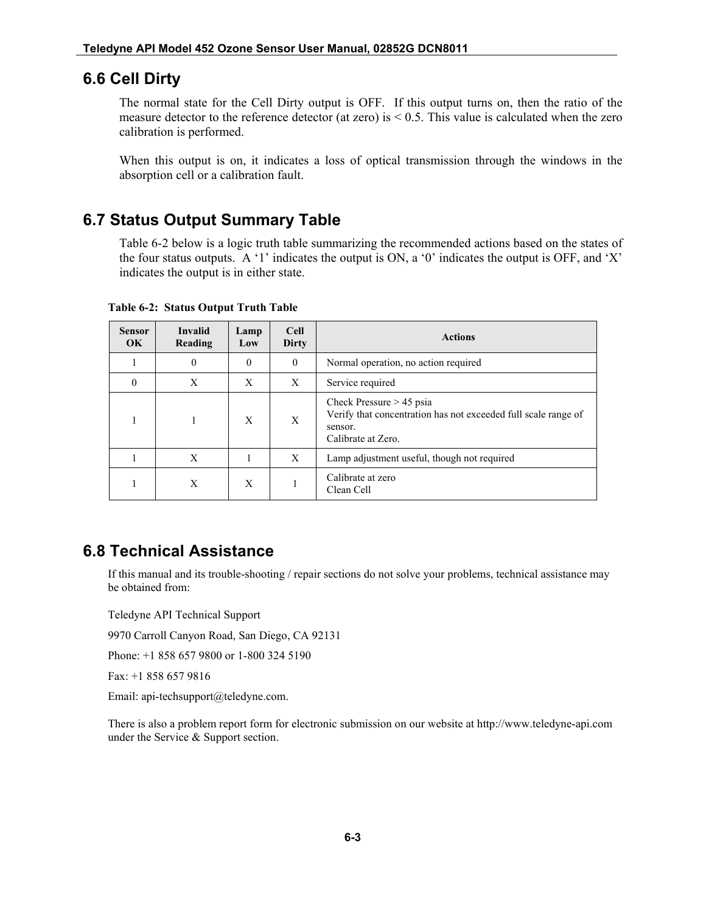## 6.6 Cell Dirty

The normal state for the Cell Dirty output is OFF. If this output turns on, then the ratio of the measure detector to the reference detector (at zero) is < 0.5. This value is calculated when the zero calibration is performed.

When this output is on, it indicates a loss of optical transmission through the windows in the absorption cell or a calibration fault.

## 6.7 Status Output Summary Table

Table 6-2 below is a logic truth table summarizing the recommended actions based on the states of the four status outputs. A '1' indicates the output is ON, a '0' indicates the output is OFF, and 'X' indicates the output is in either state.

**Table 6-2: Status Output Truth Table**

| Sensor OK | Invalid Reading | Lamp Low | Cell Dirty | Actions |
|---|---|---|---|---|
| 1 | 0 | 0 | 0 | Normal operation, no action required |
| 0 | X | X | X | Service required |
| 1 | 1 | X | X | Check Pressure > 45 psia<br>Verify that concentration has not exceeded full scale range of sensor.<br>Calibrate at Zero. |
| 1 | X | 1 | X | Lamp adjustment useful, though not required |
| 1 | X | X | 1 | Calibrate at zero<br>Clean Cell |

## 6.8 Technical Assistance

If this manual and its trouble-shooting / repair sections do not solve your problems, technical assistance may be obtained from:

Teledyne API Technical Support

9970 Carroll Canyon Road, San Diego, CA 92131

Phone: +1 858 657 9800 or 1-800 324 5190

Fax: +1 858 657 9816

Email: api-techsupport@teledyne.com.

There is also a problem report form for electronic submission on our website at http://www.teledyne-api.com under the Service & Support section.